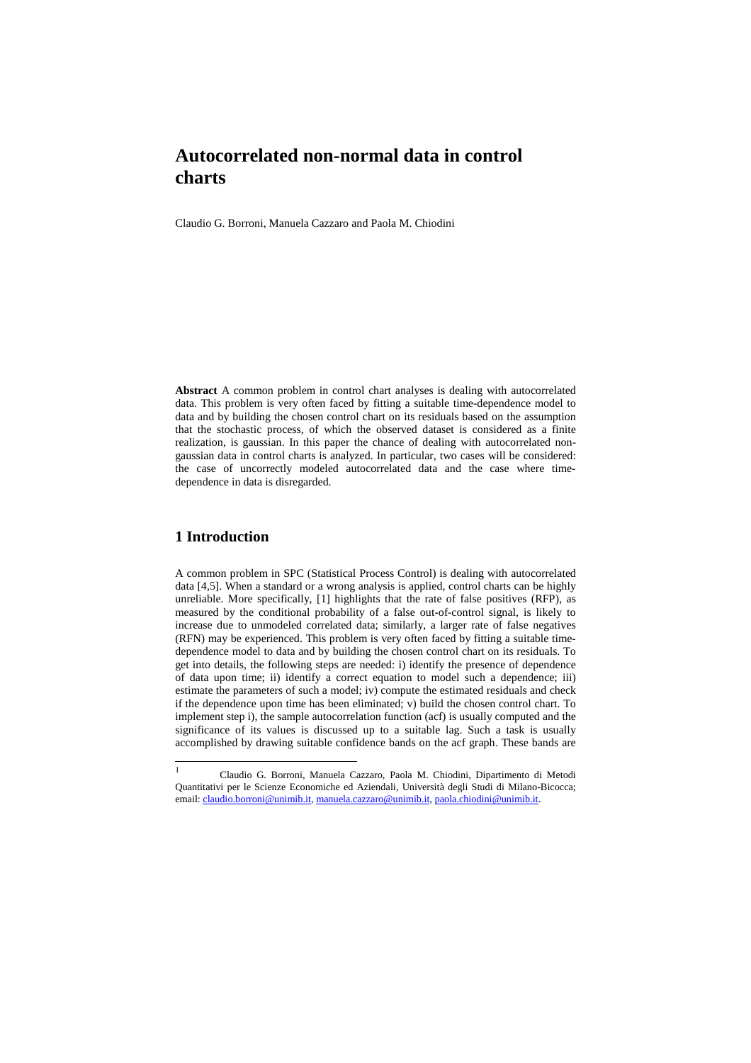# Autocorrelated non-normal data in control charts

Claudio G. Borroni, Manuela Cazzaro and Paola M. Chiodini

**Abstract** A common problem in control chart analyses is dealing with autocorrelated data. This problem is very often faced by fitting a suitable time-dependence model to data and by building the chosen control chart on its residuals based on the assumption that the stochastic process, of which the observed dataset is considered as a finite realization, is gaussian. In this paper the chance of dealing with autocorrelated non-gaussian data in control charts is analyzed. In particular, two cases will be considered: the case of uncorrectly modeled autocorrelated data and the case where time-dependence in data is disregarded.

## 1 Introduction

A common problem in SPC (Statistical Process Control) is dealing with autocorrelated data [4,5]. When a standard or a wrong analysis is applied, control charts can be highly unreliable. More specifically, [1] highlights that the rate of false positives (RFP), as measured by the conditional probability of a false out-of-control signal, is likely to increase due to unmodeled correlated data; similarly, a larger rate of false negatives (RFN) may be experienced. This problem is very often faced by fitting a suitable time-dependence model to data and by building the chosen control chart on its residuals. To get into details, the following steps are needed: i) identify the presence of dependence of data upon time; ii) identify a correct equation to model such a dependence; iii) estimate the parameters of such a model; iv) compute the estimated residuals and check if the dependence upon time has been eliminated; v) build the chosen control chart. To implement step i), the sample autocorrelation function (acf) is usually computed and the significance of its values is discussed up to a suitable lag. Such a task is usually accomplished by drawing suitable confidence bands on the acf graph. These bands are

[1] Claudio G. Borroni, Manuela Cazzaro, Paola M. Chiodini, Dipartimento di Metodi Quantitativi per le Scienze Economiche ed Aziendali, Università degli Studi di Milano-Bicocca; email: claudio.borroni@unimib.it, manuela.cazzaro@unimib.it, paola.chiodini@unimib.it.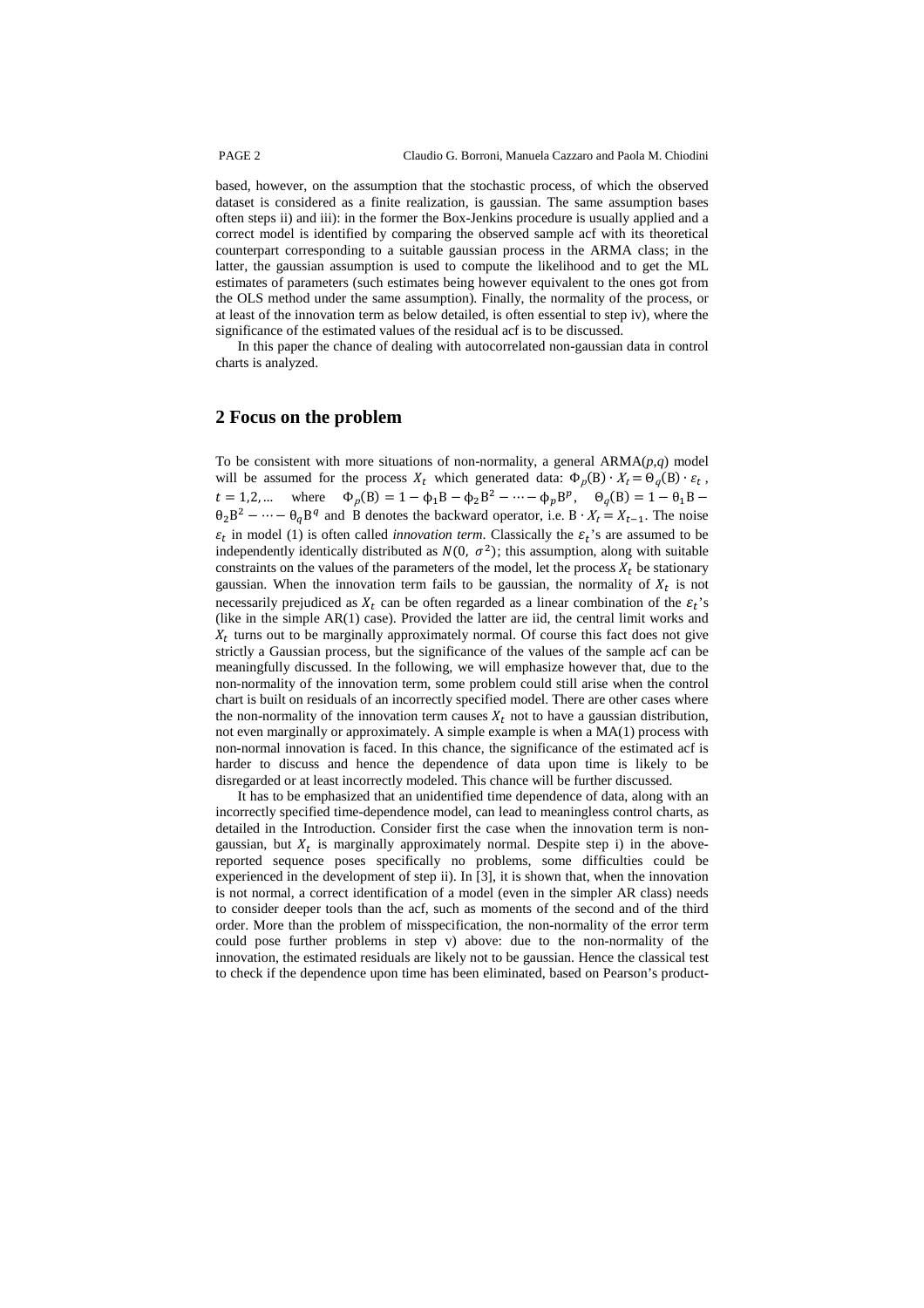based, however, on the assumption that the stochastic process, of which the observed dataset is considered as a finite realization, is gaussian. The same assumption bases often steps ii) and iii): in the former the Box-Jenkins procedure is usually applied and a correct model is identified by comparing the observed sample acf with its theoretical counterpart corresponding to a suitable gaussian process in the ARMA class; in the latter, the gaussian assumption is used to compute the likelihood and to get the ML estimates of parameters (such estimates being however equivalent to the ones got from the OLS method under the same assumption). Finally, the normality of the process, or at least of the innovation term as below detailed, is often essential to step iv), where the significance of the estimated values of the residual acf is to be discussed.

In this paper the chance of dealing with autocorrelated non-gaussian data in control charts is analyzed.

## 2 Focus on the problem

To be consistent with more situations of non-normality, a general ARMA(*p*,*q*) model will be assumed for the process $X_t$ which generated data: $\Phi_p(\mathrm{B}) \cdot X_t = \Theta_q(\mathrm{B}) \cdot \varepsilon_t$, $t = 1,2,\ldots$ where $\Phi_p(\mathrm{B}) = 1 - \phi_1\mathrm{B} - \phi_2\mathrm{B}^2 - \cdots - \phi_p\mathrm{B}^p$, $\Theta_q(\mathrm{B}) = 1 - \theta_1\mathrm{B} - \theta_2\mathrm{B}^2 - \cdots - \theta_q\mathrm{B}^q$ and B denotes the backward operator, i.e. $\mathrm{B} \cdot X_t = X_{t-1}$. The noise $\varepsilon_t$ in model (1) is often called *innovation term*. Classically the $\varepsilon_t$'s are assumed to be independently identically distributed as $N(0, \sigma^2)$; this assumption, along with suitable constraints on the values of the parameters of the model, let the process $X_t$ be stationary gaussian. When the innovation term fails to be gaussian, the normality of $X_t$ is not necessarily prejudiced as $X_t$ can be often regarded as a linear combination of the $\varepsilon_t$'s (like in the simple AR(1) case). Provided the latter are iid, the central limit works and $X_t$ turns out to be marginally approximately normal. Of course this fact does not give strictly a Gaussian process, but the significance of the values of the sample acf can be meaningfully discussed. In the following, we will emphasize however that, due to the non-normality of the innovation term, some problem could still arise when the control chart is built on residuals of an incorrectly specified model. There are other cases where the non-normality of the innovation term causes $X_t$ not to have a gaussian distribution, not even marginally or approximately. A simple example is when a MA(1) process with non-normal innovation is faced. In this chance, the significance of the estimated acf is harder to discuss and hence the dependence of data upon time is likely to be disregarded or at least incorrectly modeled. This chance will be further discussed.

It has to be emphasized that an unidentified time dependence of data, along with an incorrectly specified time-dependence model, can lead to meaningless control charts, as detailed in the Introduction. Consider first the case when the innovation term is non-gaussian, but $X_t$ is marginally approximately normal. Despite step i) in the above-reported sequence poses specifically no problems, some difficulties could be experienced in the development of step ii). In [3], it is shown that, when the innovation is not normal, a correct identification of a model (even in the simpler AR class) needs to consider deeper tools than the acf, such as moments of the second and of the third order. More than the problem of misspecification, the non-normality of the error term could pose further problems in step v) above: due to the non-normality of the innovation, the estimated residuals are likely not to be gaussian. Hence the classical test to check if the dependence upon time has been eliminated, based on Pearson's product-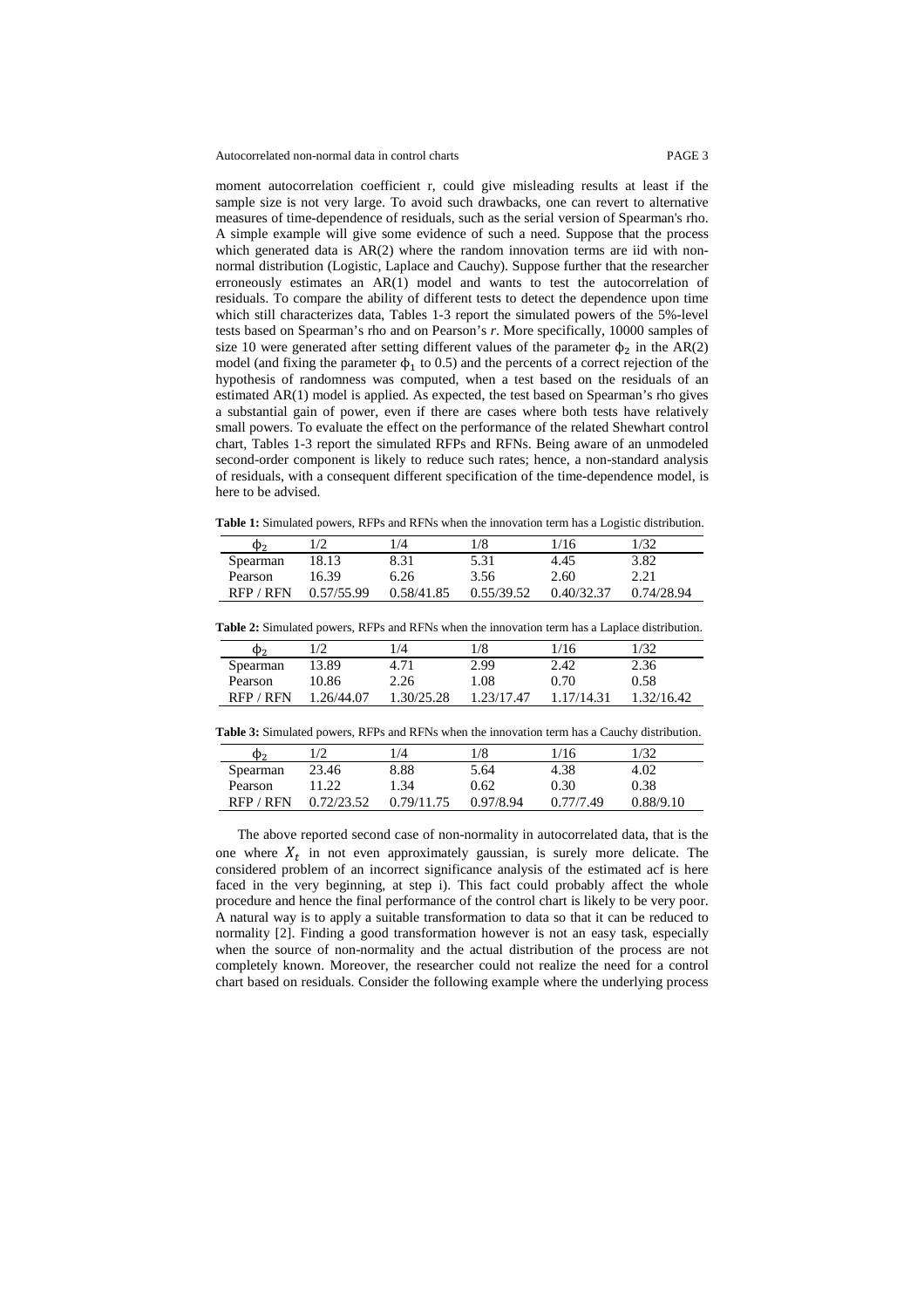moment autocorrelation coefficient r, could give misleading results at least if the sample size is not very large. To avoid such drawbacks, one can revert to alternative measures of time-dependence of residuals, such as the serial version of Spearman's rho. A simple example will give some evidence of such a need. Suppose that the process which generated data is AR(2) where the random innovation terms are iid with non-normal distribution (Logistic, Laplace and Cauchy). Suppose further that the researcher erroneously estimates an AR(1) model and wants to test the autocorrelation of residuals. To compare the ability of different tests to detect the dependence upon time which still characterizes data, Tables 1-3 report the simulated powers of the 5%-level tests based on Spearman's rho and on Pearson's *r*. More specifically, 10000 samples of size 10 were generated after setting different values of the parameter $\phi_2$ in the AR(2) model (and fixing the parameter $\phi_1$ to 0.5) and the percents of a correct rejection of the hypothesis of randomness was computed, when a test based on the residuals of an estimated AR(1) model is applied. As expected, the test based on Spearman's rho gives a substantial gain of power, even if there are cases where both tests have relatively small powers. To evaluate the effect on the performance of the related Shewhart control chart, Tables 1-3 report the simulated RFPs and RFNs. Being aware of an unmodeled second-order component is likely to reduce such rates; hence, a non-standard analysis of residuals, with a consequent different specification of the time-dependence model, is here to be advised.

**Table 1:** Simulated powers, RFPs and RFNs when the innovation term has a Logistic distribution.

| $\phi_2$ | 1/2 | 1/4 | 1/8 | 1/16 | 1/32 |
|---|---|---|---|---|---|
| Spearman | 18.13 | 8.31 | 5.31 | 4.45 | 3.82 |
| Pearson | 16.39 | 6.26 | 3.56 | 2.60 | 2.21 |
| RFP / RFN | 0.57/55.99 | 0.58/41.85 | 0.55/39.52 | 0.40/32.37 | 0.74/28.94 |

**Table 2:** Simulated powers, RFPs and RFNs when the innovation term has a Laplace distribution.

| $\phi_2$ | 1/2 | 1/4 | 1/8 | 1/16 | 1/32 |
|---|---|---|---|---|---|
| Spearman | 13.89 | 4.71 | 2.99 | 2.42 | 2.36 |
| Pearson | 10.86 | 2.26 | 1.08 | 0.70 | 0.58 |
| RFP / RFN | 1.26/44.07 | 1.30/25.28 | 1.23/17.47 | 1.17/14.31 | 1.32/16.42 |

**Table 3:** Simulated powers, RFPs and RFNs when the innovation term has a Cauchy distribution.

| $\phi_2$ | 1/2 | 1/4 | 1/8 | 1/16 | 1/32 |
|---|---|---|---|---|---|
| Spearman | 23.46 | 8.88 | 5.64 | 4.38 | 4.02 |
| Pearson | 11.22 | 1.34 | 0.62 | 0.30 | 0.38 |
| RFP / RFN | 0.72/23.52 | 0.79/11.75 | 0.97/8.94 | 0.77/7.49 | 0.88/9.10 |

The above reported second case of non-normality in autocorrelated data, that is the one where $X_t$ in not even approximately gaussian, is surely more delicate. The considered problem of an incorrect significance analysis of the estimated acf is here faced in the very beginning, at step i). This fact could probably affect the whole procedure and hence the final performance of the control chart is likely to be very poor. A natural way is to apply a suitable transformation to data so that it can be reduced to normality [2]. Finding a good transformation however is not an easy task, especially when the source of non-normality and the actual distribution of the process are not completely known. Moreover, the researcher could not realize the need for a control chart based on residuals. Consider the following example where the underlying process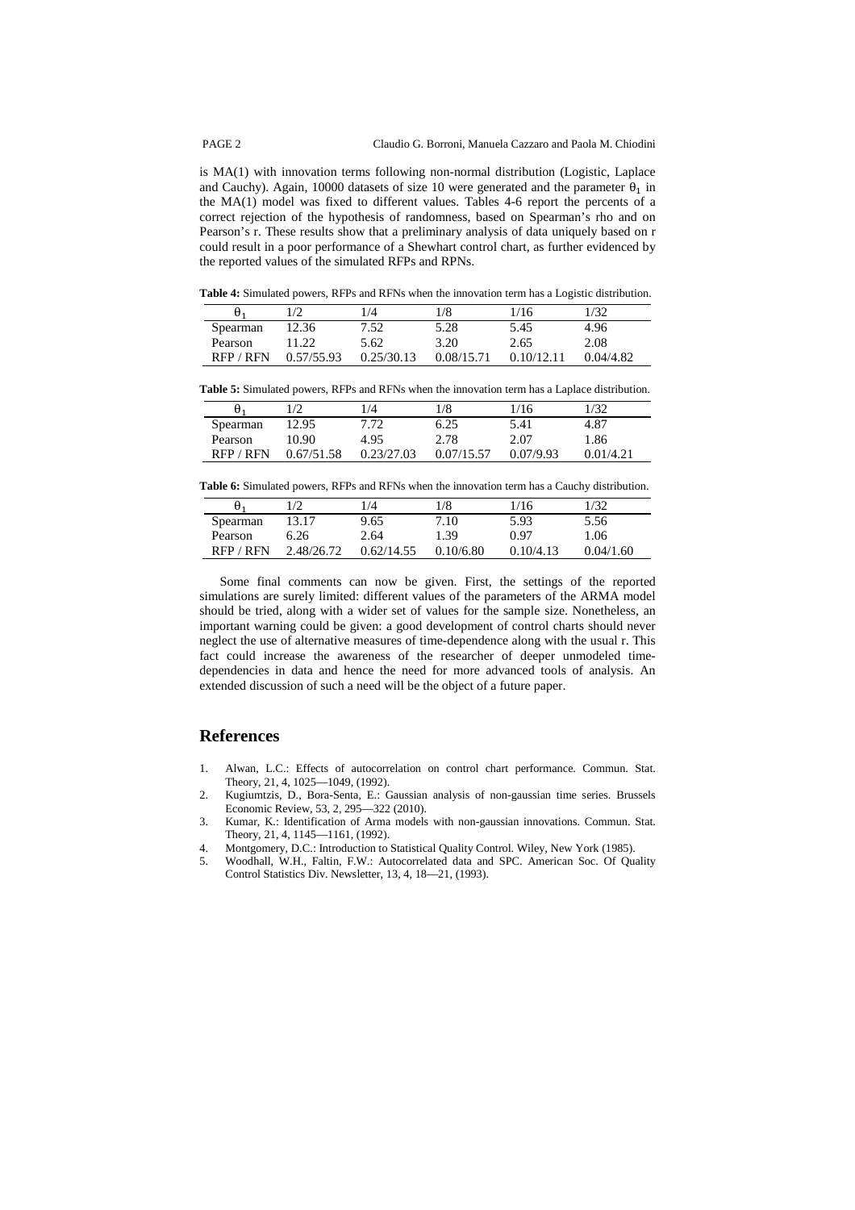is MA(1) with innovation terms following non-normal distribution (Logistic, Laplace and Cauchy). Again, 10000 datasets of size 10 were generated and the parameter $\theta_1$ in the MA(1) model was fixed to different values. Tables 4-6 report the percents of a correct rejection of the hypothesis of randomness, based on Spearman's rho and on Pearson's r. These results show that a preliminary analysis of data uniquely based on r could result in a poor performance of a Shewhart control chart, as further evidenced by the reported values of the simulated RFPs and RPNs.

**Table 4:** Simulated powers, RFPs and RFNs when the innovation term has a Logistic distribution.

| $\theta_1$ | 1/2 | 1/4 | 1/8 | 1/16 | 1/32 |
|---|---|---|---|---|---|
| Spearman | 12.36 | 7.52 | 5.28 | 5.45 | 4.96 |
| Pearson | 11.22 | 5.62 | 3.20 | 2.65 | 2.08 |
| RFP / RFN | 0.57/55.93 | 0.25/30.13 | 0.08/15.71 | 0.10/12.11 | 0.04/4.82 |

**Table 5:** Simulated powers, RFPs and RFNs when the innovation term has a Laplace distribution.

| $\theta_1$ | 1/2 | 1/4 | 1/8 | 1/16 | 1/32 |
|---|---|---|---|---|---|
| Spearman | 12.95 | 7.72 | 6.25 | 5.41 | 4.87 |
| Pearson | 10.90 | 4.95 | 2.78 | 2.07 | 1.86 |
| RFP / RFN | 0.67/51.58 | 0.23/27.03 | 0.07/15.57 | 0.07/9.93 | 0.01/4.21 |

**Table 6:** Simulated powers, RFPs and RFNs when the innovation term has a Cauchy distribution.

| $\theta_1$ | 1/2 | 1/4 | 1/8 | 1/16 | 1/32 |
|---|---|---|---|---|---|
| Spearman | 13.17 | 9.65 | 7.10 | 5.93 | 5.56 |
| Pearson | 6.26 | 2.64 | 1.39 | 0.97 | 1.06 |
| RFP / RFN | 2.48/26.72 | 0.62/14.55 | 0.10/6.80 | 0.10/4.13 | 0.04/1.60 |

Some final comments can now be given. First, the settings of the reported simulations are surely limited: different values of the parameters of the ARMA model should be tried, along with a wider set of values for the sample size. Nonetheless, an important warning could be given: a good development of control charts should never neglect the use of alternative measures of time-dependence along with the usual r. This fact could increase the awareness of the researcher of deeper unmodeled time-dependencies in data and hence the need for more advanced tools of analysis. An extended discussion of such a need will be the object of a future paper.

## References

1. Alwan, L.C.: Effects of autocorrelation on control chart performance. Commun. Stat. Theory, 21, 4, 1025—1049, (1992).
2. Kugiumtzis, D., Bora-Senta, E.: Gaussian analysis of non-gaussian time series. Brussels Economic Review, 53, 2, 295—322 (2010).
3. Kumar, K.: Identification of Arma models with non-gaussian innovations. Commun. Stat. Theory, 21, 4, 1145—1161, (1992).
4. Montgomery, D.C.: Introduction to Statistical Quality Control. Wiley, New York (1985).
5. Woodhall, W.H., Faltin, F.W.: Autocorrelated data and SPC. American Soc. Of Quality Control Statistics Div. Newsletter, 13, 4, 18—21, (1993).